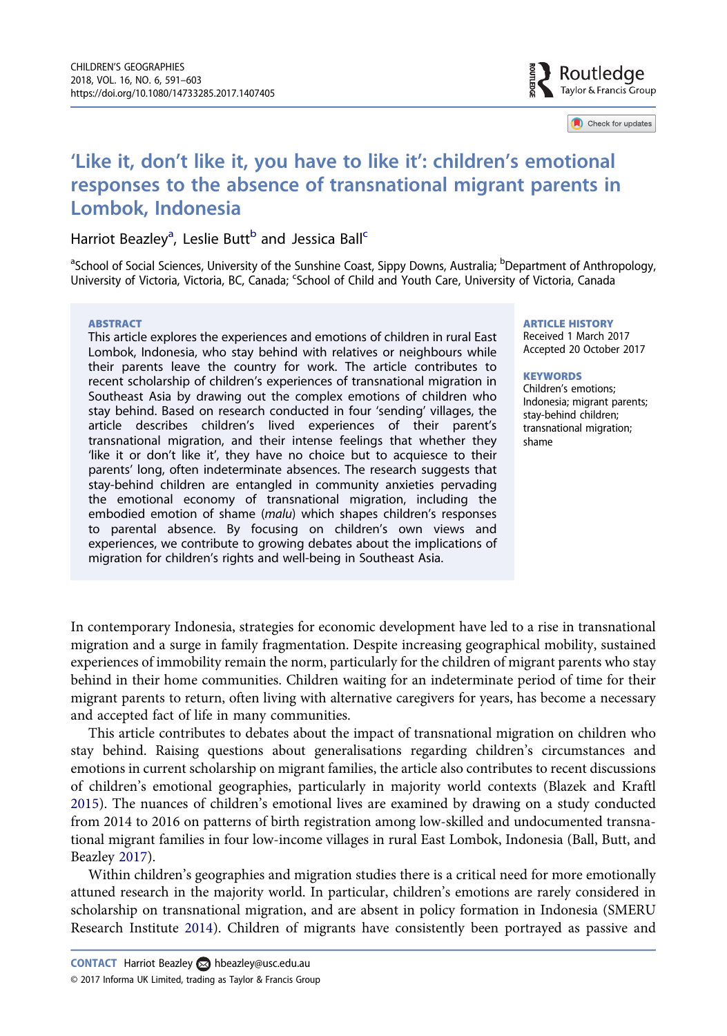# 'Like it, don't like it, you have to like it': children's emotional responses to the absence of transnational migrant parents in Lombok, Indonesia

Harriot Beazley[a], Leslie Butt[b] and Jessica Ball[c]

[a]School of Social Sciences, University of the Sunshine Coast, Sippy Downs, Australia; [b]Department of Anthropology, University of Victoria, Victoria, BC, Canada; [c]School of Child and Youth Care, University of Victoria, Canada

**ABSTRACT**

This article explores the experiences and emotions of children in rural East Lombok, Indonesia, who stay behind with relatives or neighbours while their parents leave the country for work. The article contributes to recent scholarship of children's experiences of transnational migration in Southeast Asia by drawing out the complex emotions of children who stay behind. Based on research conducted in four 'sending' villages, the article describes children's lived experiences of their parent's transnational migration, and their intense feelings that whether they 'like it or don't like it', they have no choice but to acquiesce to their parents' long, often indeterminate absences. The research suggests that stay-behind children are entangled in community anxieties pervading the emotional economy of transnational migration, including the embodied emotion of shame (*malu*) which shapes children's responses to parental absence. By focusing on children's own views and experiences, we contribute to growing debates about the implications of migration for children's rights and well-being in Southeast Asia.

**ARTICLE HISTORY**
Received 1 March 2017
Accepted 20 October 2017

**KEYWORDS**
Children's emotions; Indonesia; migrant parents; stay-behind children; transnational migration; shame

In contemporary Indonesia, strategies for economic development have led to a rise in transnational migration and a surge in family fragmentation. Despite increasing geographical mobility, sustained experiences of immobility remain the norm, particularly for the children of migrant parents who stay behind in their home communities. Children waiting for an indeterminate period of time for their migrant parents to return, often living with alternative caregivers for years, has become a necessary and accepted fact of life in many communities.

This article contributes to debates about the impact of transnational migration on children who stay behind. Raising questions about generalisations regarding children's circumstances and emotions in current scholarship on migrant families, the article also contributes to recent discussions of children's emotional geographies, particularly in majority world contexts (Blazek and Kraftl 2015). The nuances of children's emotional lives are examined by drawing on a study conducted from 2014 to 2016 on patterns of birth registration among low-skilled and undocumented transnational migrant families in four low-income villages in rural East Lombok, Indonesia (Ball, Butt, and Beazley 2017).

Within children's geographies and migration studies there is a critical need for more emotionally attuned research in the majority world. In particular, children's emotions are rarely considered in scholarship on transnational migration, and are absent in policy formation in Indonesia (SMERU Research Institute 2014). Children of migrants have consistently been portrayed as passive and

**CONTACT** Harriot Beazley hbeazley@usc.edu.au
© 2017 Informa UK Limited, trading as Taylor & Francis Group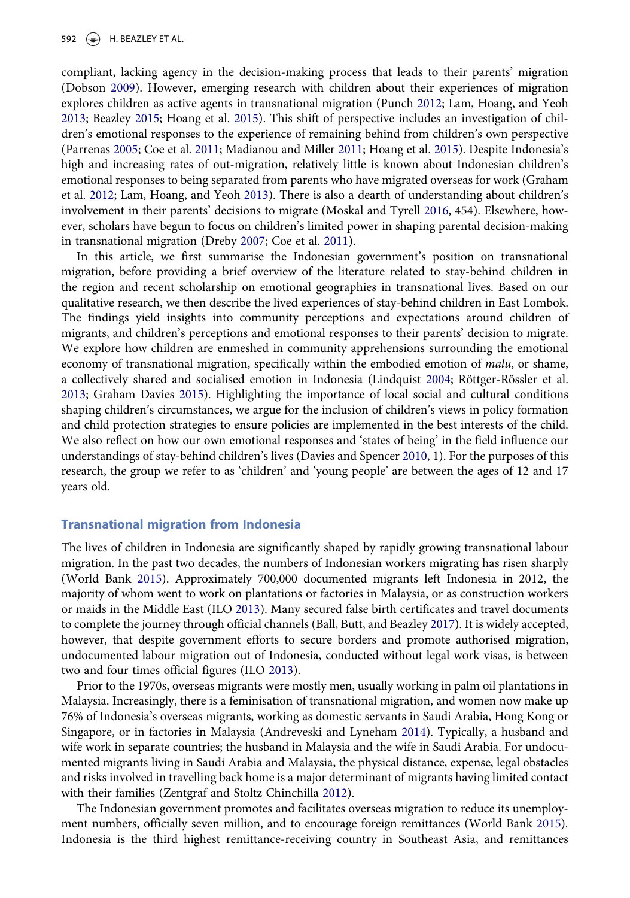compliant, lacking agency in the decision-making process that leads to their parents' migration (Dobson 2009). However, emerging research with children about their experiences of migration explores children as active agents in transnational migration (Punch 2012; Lam, Hoang, and Yeoh 2013; Beazley 2015; Hoang et al. 2015). This shift of perspective includes an investigation of children's emotional responses to the experience of remaining behind from children's own perspective (Parrenas 2005; Coe et al. 2011; Madianou and Miller 2011; Hoang et al. 2015). Despite Indonesia's high and increasing rates of out-migration, relatively little is known about Indonesian children's emotional responses to being separated from parents who have migrated overseas for work (Graham et al. 2012; Lam, Hoang, and Yeoh 2013). There is also a dearth of understanding about children's involvement in their parents' decisions to migrate (Moskal and Tyrell 2016, 454). Elsewhere, however, scholars have begun to focus on children's limited power in shaping parental decision-making in transnational migration (Dreby 2007; Coe et al. 2011).

In this article, we first summarise the Indonesian government's position on transnational migration, before providing a brief overview of the literature related to stay-behind children in the region and recent scholarship on emotional geographies in transnational lives. Based on our qualitative research, we then describe the lived experiences of stay-behind children in East Lombok. The findings yield insights into community perceptions and expectations around children of migrants, and children's perceptions and emotional responses to their parents' decision to migrate. We explore how children are enmeshed in community apprehensions surrounding the emotional economy of transnational migration, specifically within the embodied emotion of *malu*, or shame, a collectively shared and socialised emotion in Indonesia (Lindquist 2004; Röttger-Rössler et al. 2013; Graham Davies 2015). Highlighting the importance of local social and cultural conditions shaping children's circumstances, we argue for the inclusion of children's views in policy formation and child protection strategies to ensure policies are implemented in the best interests of the child. We also reflect on how our own emotional responses and 'states of being' in the field influence our understandings of stay-behind children's lives (Davies and Spencer 2010, 1). For the purposes of this research, the group we refer to as 'children' and 'young people' are between the ages of 12 and 17 years old.

## Transnational migration from Indonesia

The lives of children in Indonesia are significantly shaped by rapidly growing transnational labour migration. In the past two decades, the numbers of Indonesian workers migrating has risen sharply (World Bank 2015). Approximately 700,000 documented migrants left Indonesia in 2012, the majority of whom went to work on plantations or factories in Malaysia, or as construction workers or maids in the Middle East (ILO 2013). Many secured false birth certificates and travel documents to complete the journey through official channels (Ball, Butt, and Beazley 2017). It is widely accepted, however, that despite government efforts to secure borders and promote authorised migration, undocumented labour migration out of Indonesia, conducted without legal work visas, is between two and four times official figures (ILO 2013).

Prior to the 1970s, overseas migrants were mostly men, usually working in palm oil plantations in Malaysia. Increasingly, there is a feminisation of transnational migration, and women now make up 76% of Indonesia's overseas migrants, working as domestic servants in Saudi Arabia, Hong Kong or Singapore, or in factories in Malaysia (Andreveski and Lyneham 2014). Typically, a husband and wife work in separate countries; the husband in Malaysia and the wife in Saudi Arabia. For undocumented migrants living in Saudi Arabia and Malaysia, the physical distance, expense, legal obstacles and risks involved in travelling back home is a major determinant of migrants having limited contact with their families (Zentgraf and Stoltz Chinchilla 2012).

The Indonesian government promotes and facilitates overseas migration to reduce its unemployment numbers, officially seven million, and to encourage foreign remittances (World Bank 2015). Indonesia is the third highest remittance-receiving country in Southeast Asia, and remittances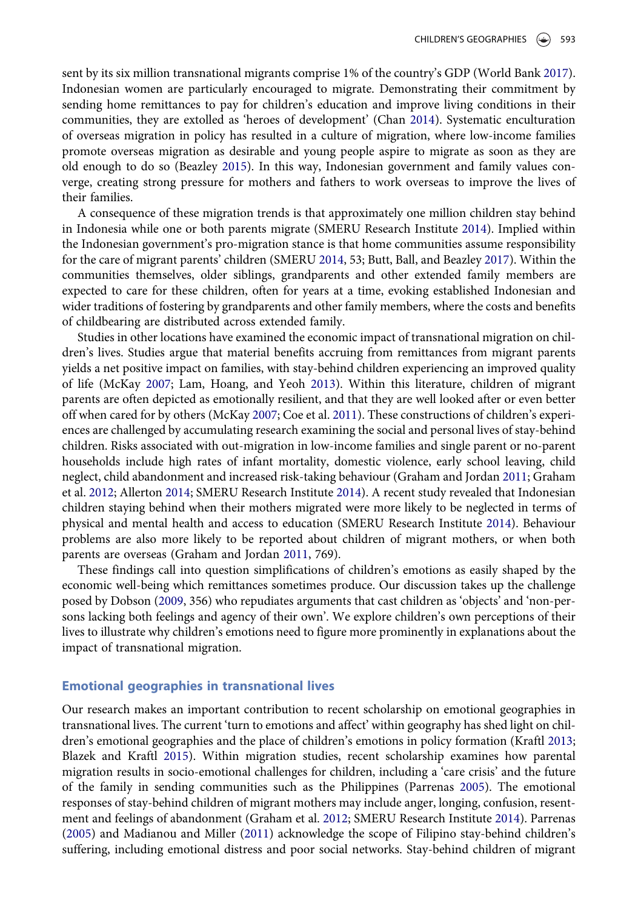sent by its six million transnational migrants comprise 1% of the country's GDP (World Bank 2017). Indonesian women are particularly encouraged to migrate. Demonstrating their commitment by sending home remittances to pay for children's education and improve living conditions in their communities, they are extolled as 'heroes of development' (Chan 2014). Systematic enculturation of overseas migration in policy has resulted in a culture of migration, where low-income families promote overseas migration as desirable and young people aspire to migrate as soon as they are old enough to do so (Beazley 2015). In this way, Indonesian government and family values converge, creating strong pressure for mothers and fathers to work overseas to improve the lives of their families.

A consequence of these migration trends is that approximately one million children stay behind in Indonesia while one or both parents migrate (SMERU Research Institute 2014). Implied within the Indonesian government's pro-migration stance is that home communities assume responsibility for the care of migrant parents' children (SMERU 2014, 53; Butt, Ball, and Beazley 2017). Within the communities themselves, older siblings, grandparents and other extended family members are expected to care for these children, often for years at a time, evoking established Indonesian and wider traditions of fostering by grandparents and other family members, where the costs and benefits of childbearing are distributed across extended family.

Studies in other locations have examined the economic impact of transnational migration on children's lives. Studies argue that material benefits accruing from remittances from migrant parents yields a net positive impact on families, with stay-behind children experiencing an improved quality of life (McKay 2007; Lam, Hoang, and Yeoh 2013). Within this literature, children of migrant parents are often depicted as emotionally resilient, and that they are well looked after or even better off when cared for by others (McKay 2007; Coe et al. 2011). These constructions of children's experiences are challenged by accumulating research examining the social and personal lives of stay-behind children. Risks associated with out-migration in low-income families and single parent or no-parent households include high rates of infant mortality, domestic violence, early school leaving, child neglect, child abandonment and increased risk-taking behaviour (Graham and Jordan 2011; Graham et al. 2012; Allerton 2014; SMERU Research Institute 2014). A recent study revealed that Indonesian children staying behind when their mothers migrated were more likely to be neglected in terms of physical and mental health and access to education (SMERU Research Institute 2014). Behaviour problems are also more likely to be reported about children of migrant mothers, or when both parents are overseas (Graham and Jordan 2011, 769).

These findings call into question simplifications of children's emotions as easily shaped by the economic well-being which remittances sometimes produce. Our discussion takes up the challenge posed by Dobson (2009, 356) who repudiates arguments that cast children as 'objects' and 'non-persons lacking both feelings and agency of their own'. We explore children's own perceptions of their lives to illustrate why children's emotions need to figure more prominently in explanations about the impact of transnational migration.

## Emotional geographies in transnational lives

Our research makes an important contribution to recent scholarship on emotional geographies in transnational lives. The current 'turn to emotions and affect' within geography has shed light on children's emotional geographies and the place of children's emotions in policy formation (Kraftl 2013; Blazek and Kraftl 2015). Within migration studies, recent scholarship examines how parental migration results in socio-emotional challenges for children, including a 'care crisis' and the future of the family in sending communities such as the Philippines (Parrenas 2005). The emotional responses of stay-behind children of migrant mothers may include anger, longing, confusion, resentment and feelings of abandonment (Graham et al. 2012; SMERU Research Institute 2014). Parrenas (2005) and Madianou and Miller (2011) acknowledge the scope of Filipino stay-behind children's suffering, including emotional distress and poor social networks. Stay-behind children of migrant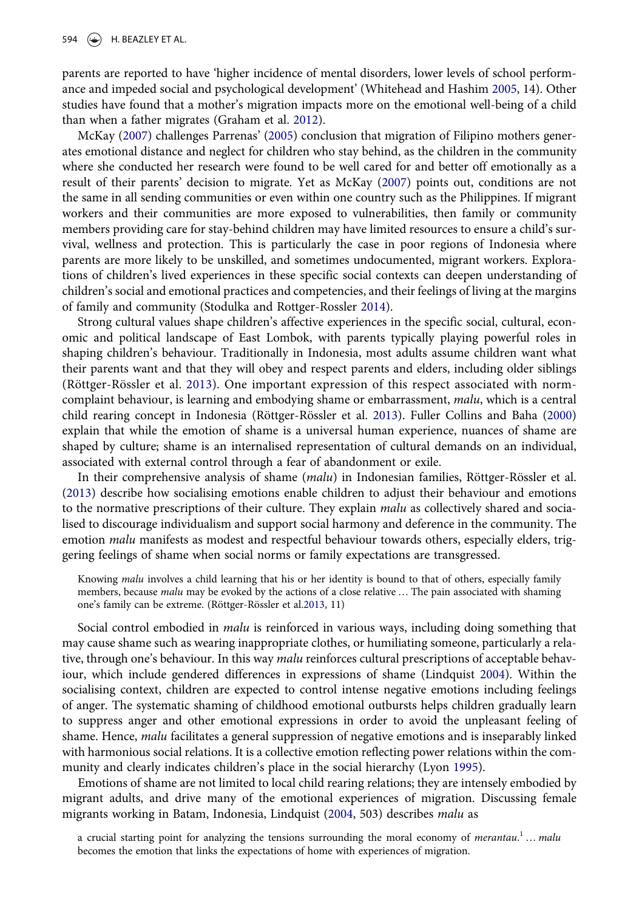parents are reported to have 'higher incidence of mental disorders, lower levels of school performance and impeded social and psychological development' (Whitehead and Hashim 2005, 14). Other studies have found that a mother's migration impacts more on the emotional well-being of a child than when a father migrates (Graham et al. 2012).

McKay (2007) challenges Parrenas' (2005) conclusion that migration of Filipino mothers generates emotional distance and neglect for children who stay behind, as the children in the community where she conducted her research were found to be well cared for and better off emotionally as a result of their parents' decision to migrate. Yet as McKay (2007) points out, conditions are not the same in all sending communities or even within one country such as the Philippines. If migrant workers and their communities are more exposed to vulnerabilities, then family or community members providing care for stay-behind children may have limited resources to ensure a child's survival, wellness and protection. This is particularly the case in poor regions of Indonesia where parents are more likely to be unskilled, and sometimes undocumented, migrant workers. Explorations of children's lived experiences in these specific social contexts can deepen understanding of children's social and emotional practices and competencies, and their feelings of living at the margins of family and community (Stodulka and Rottger-Rossler 2014).

Strong cultural values shape children's affective experiences in the specific social, cultural, economic and political landscape of East Lombok, with parents typically playing powerful roles in shaping children's behaviour. Traditionally in Indonesia, most adults assume children want what their parents want and that they will obey and respect parents and elders, including older siblings (Röttger-Rössler et al. 2013). One important expression of this respect associated with norm-complaint behaviour, is learning and embodying shame or embarrassment, *malu*, which is a central child rearing concept in Indonesia (Röttger-Rössler et al. 2013). Fuller Collins and Baha (2000) explain that while the emotion of shame is a universal human experience, nuances of shame are shaped by culture; shame is an internalised representation of cultural demands on an individual, associated with external control through a fear of abandonment or exile.

In their comprehensive analysis of shame (*malu*) in Indonesian families, Röttger-Rössler et al. (2013) describe how socialising emotions enable children to adjust their behaviour and emotions to the normative prescriptions of their culture. They explain *malu* as collectively shared and socialised to discourage individualism and support social harmony and deference in the community. The emotion *malu* manifests as modest and respectful behaviour towards others, especially elders, triggering feelings of shame when social norms or family expectations are transgressed.

> Knowing *malu* involves a child learning that his or her identity is bound to that of others, especially family members, because *malu* may be evoked by the actions of a close relative … The pain associated with shaming one's family can be extreme. (Röttger-Rössler et al.2013, 11)

Social control embodied in *malu* is reinforced in various ways, including doing something that may cause shame such as wearing inappropriate clothes, or humiliating someone, particularly a relative, through one's behaviour. In this way *malu* reinforces cultural prescriptions of acceptable behaviour, which include gendered differences in expressions of shame (Lindquist 2004). Within the socialising context, children are expected to control intense negative emotions including feelings of anger. The systematic shaming of childhood emotional outbursts helps children gradually learn to suppress anger and other emotional expressions in order to avoid the unpleasant feeling of shame. Hence, *malu* facilitates a general suppression of negative emotions and is inseparably linked with harmonious social relations. It is a collective emotion reflecting power relations within the community and clearly indicates children's place in the social hierarchy (Lyon 1995).

Emotions of shame are not limited to local child rearing relations; they are intensely embodied by migrant adults, and drive many of the emotional experiences of migration. Discussing female migrants working in Batam, Indonesia, Lindquist (2004, 503) describes *malu* as

> a crucial starting point for analyzing the tensions surrounding the moral economy of *merantau*.[1] … *malu* becomes the emotion that links the expectations of home with experiences of migration.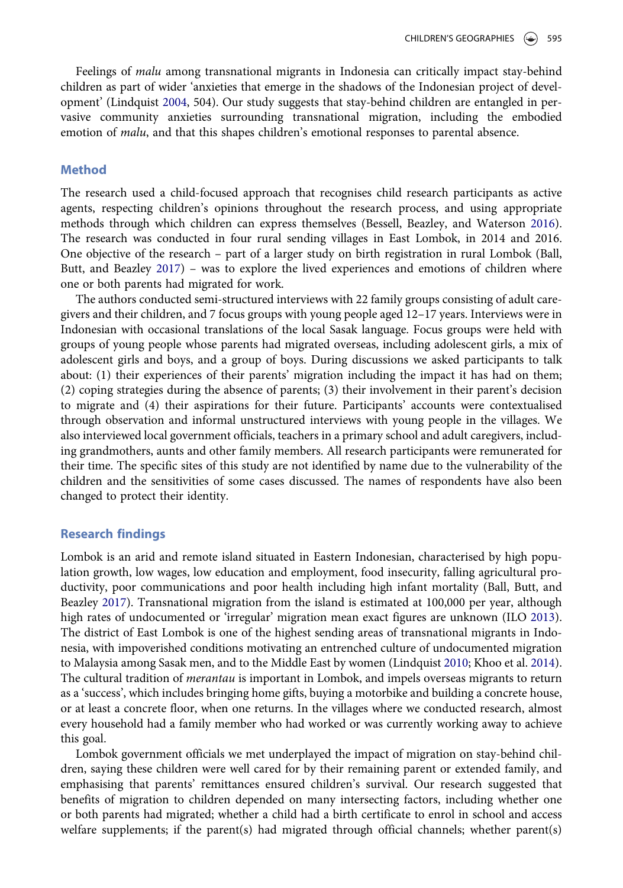Feelings of *malu* among transnational migrants in Indonesia can critically impact stay-behind children as part of wider 'anxieties that emerge in the shadows of the Indonesian project of development' (Lindquist 2004, 504). Our study suggests that stay-behind children are entangled in pervasive community anxieties surrounding transnational migration, including the embodied emotion of *malu*, and that this shapes children's emotional responses to parental absence.

## Method

The research used a child-focused approach that recognises child research participants as active agents, respecting children's opinions throughout the research process, and using appropriate methods through which children can express themselves (Bessell, Beazley, and Waterson 2016). The research was conducted in four rural sending villages in East Lombok, in 2014 and 2016. One objective of the research – part of a larger study on birth registration in rural Lombok (Ball, Butt, and Beazley 2017) – was to explore the lived experiences and emotions of children where one or both parents had migrated for work.

The authors conducted semi-structured interviews with 22 family groups consisting of adult caregivers and their children, and 7 focus groups with young people aged 12–17 years. Interviews were in Indonesian with occasional translations of the local Sasak language. Focus groups were held with groups of young people whose parents had migrated overseas, including adolescent girls, a mix of adolescent girls and boys, and a group of boys. During discussions we asked participants to talk about: (1) their experiences of their parents' migration including the impact it has had on them; (2) coping strategies during the absence of parents; (3) their involvement in their parent's decision to migrate and (4) their aspirations for their future. Participants' accounts were contextualised through observation and informal unstructured interviews with young people in the villages. We also interviewed local government officials, teachers in a primary school and adult caregivers, including grandmothers, aunts and other family members. All research participants were remunerated for their time. The specific sites of this study are not identified by name due to the vulnerability of the children and the sensitivities of some cases discussed. The names of respondents have also been changed to protect their identity.

## Research findings

Lombok is an arid and remote island situated in Eastern Indonesian, characterised by high population growth, low wages, low education and employment, food insecurity, falling agricultural productivity, poor communications and poor health including high infant mortality (Ball, Butt, and Beazley 2017). Transnational migration from the island is estimated at 100,000 per year, although high rates of undocumented or 'irregular' migration mean exact figures are unknown (ILO 2013). The district of East Lombok is one of the highest sending areas of transnational migrants in Indonesia, with impoverished conditions motivating an entrenched culture of undocumented migration to Malaysia among Sasak men, and to the Middle East by women (Lindquist 2010; Khoo et al. 2014). The cultural tradition of *merantau* is important in Lombok, and impels overseas migrants to return as a 'success', which includes bringing home gifts, buying a motorbike and building a concrete house, or at least a concrete floor, when one returns. In the villages where we conducted research, almost every household had a family member who had worked or was currently working away to achieve this goal.

Lombok government officials we met underplayed the impact of migration on stay-behind children, saying these children were well cared for by their remaining parent or extended family, and emphasising that parents' remittances ensured children's survival. Our research suggested that benefits of migration to children depended on many intersecting factors, including whether one or both parents had migrated; whether a child had a birth certificate to enrol in school and access welfare supplements; if the parent(s) had migrated through official channels; whether parent(s)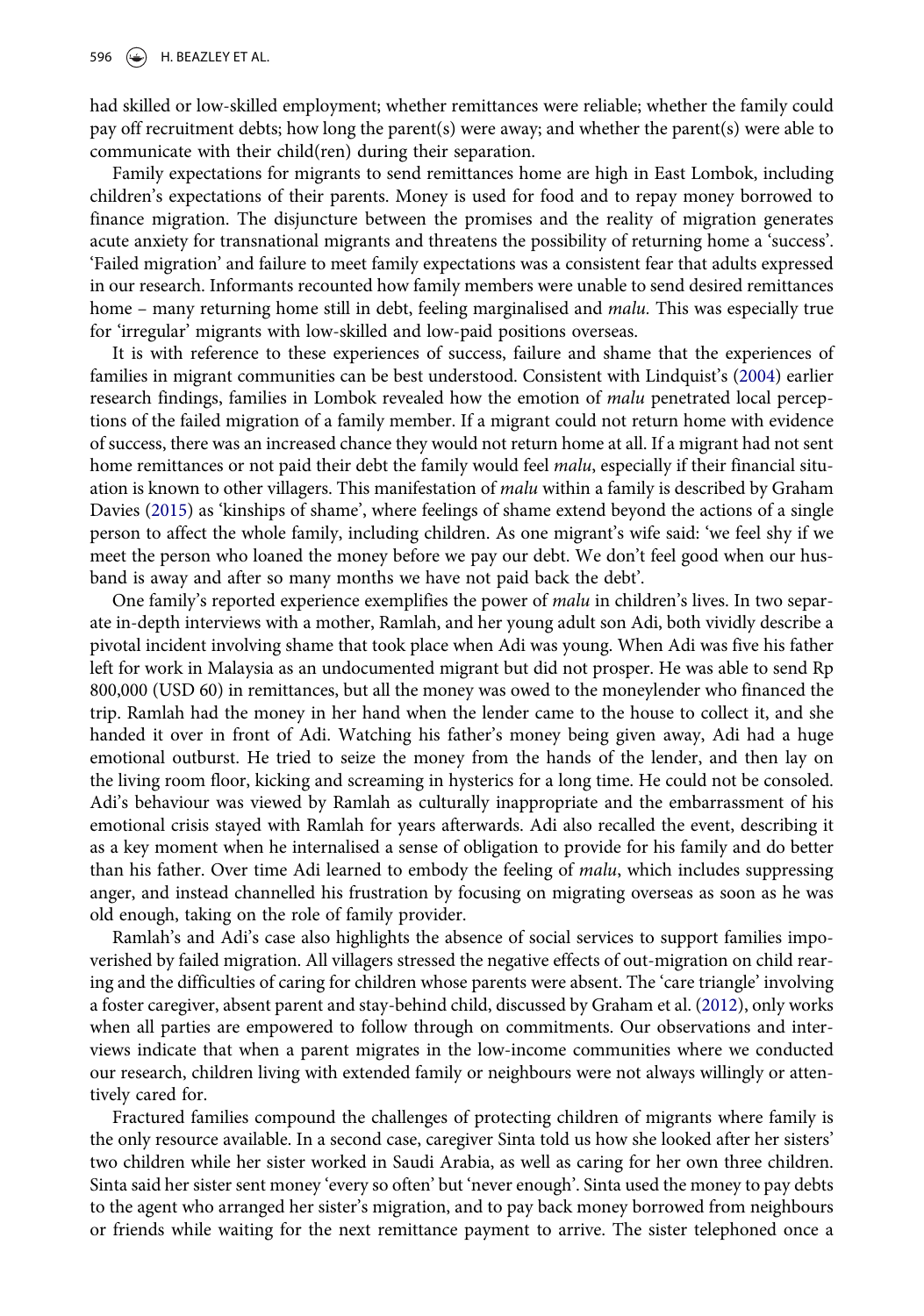had skilled or low-skilled employment; whether remittances were reliable; whether the family could pay off recruitment debts; how long the parent(s) were away; and whether the parent(s) were able to communicate with their child(ren) during their separation.

Family expectations for migrants to send remittances home are high in East Lombok, including children's expectations of their parents. Money is used for food and to repay money borrowed to finance migration. The disjuncture between the promises and the reality of migration generates acute anxiety for transnational migrants and threatens the possibility of returning home a 'success'. 'Failed migration' and failure to meet family expectations was a consistent fear that adults expressed in our research. Informants recounted how family members were unable to send desired remittances home – many returning home still in debt, feeling marginalised and *malu.* This was especially true for 'irregular' migrants with low-skilled and low-paid positions overseas.

It is with reference to these experiences of success, failure and shame that the experiences of families in migrant communities can be best understood. Consistent with Lindquist's (2004) earlier research findings, families in Lombok revealed how the emotion of *malu* penetrated local perceptions of the failed migration of a family member. If a migrant could not return home with evidence of success, there was an increased chance they would not return home at all. If a migrant had not sent home remittances or not paid their debt the family would feel *malu*, especially if their financial situation is known to other villagers. This manifestation of *malu* within a family is described by Graham Davies (2015) as 'kinships of shame', where feelings of shame extend beyond the actions of a single person to affect the whole family, including children. As one migrant's wife said: 'we feel shy if we meet the person who loaned the money before we pay our debt. We don't feel good when our husband is away and after so many months we have not paid back the debt'.

One family's reported experience exemplifies the power of *malu* in children's lives. In two separate in-depth interviews with a mother, Ramlah, and her young adult son Adi, both vividly describe a pivotal incident involving shame that took place when Adi was young. When Adi was five his father left for work in Malaysia as an undocumented migrant but did not prosper. He was able to send Rp 800,000 (USD 60) in remittances, but all the money was owed to the moneylender who financed the trip. Ramlah had the money in her hand when the lender came to the house to collect it, and she handed it over in front of Adi. Watching his father's money being given away, Adi had a huge emotional outburst. He tried to seize the money from the hands of the lender, and then lay on the living room floor, kicking and screaming in hysterics for a long time. He could not be consoled. Adi's behaviour was viewed by Ramlah as culturally inappropriate and the embarrassment of his emotional crisis stayed with Ramlah for years afterwards. Adi also recalled the event, describing it as a key moment when he internalised a sense of obligation to provide for his family and do better than his father. Over time Adi learned to embody the feeling of *malu*, which includes suppressing anger, and instead channelled his frustration by focusing on migrating overseas as soon as he was old enough, taking on the role of family provider.

Ramlah's and Adi's case also highlights the absence of social services to support families impoverished by failed migration. All villagers stressed the negative effects of out-migration on child rearing and the difficulties of caring for children whose parents were absent. The 'care triangle' involving a foster caregiver, absent parent and stay-behind child, discussed by Graham et al. (2012), only works when all parties are empowered to follow through on commitments. Our observations and interviews indicate that when a parent migrates in the low-income communities where we conducted our research, children living with extended family or neighbours were not always willingly or attentively cared for.

Fractured families compound the challenges of protecting children of migrants where family is the only resource available. In a second case, caregiver Sinta told us how she looked after her sisters' two children while her sister worked in Saudi Arabia, as well as caring for her own three children. Sinta said her sister sent money 'every so often' but 'never enough'. Sinta used the money to pay debts to the agent who arranged her sister's migration, and to pay back money borrowed from neighbours or friends while waiting for the next remittance payment to arrive. The sister telephoned once a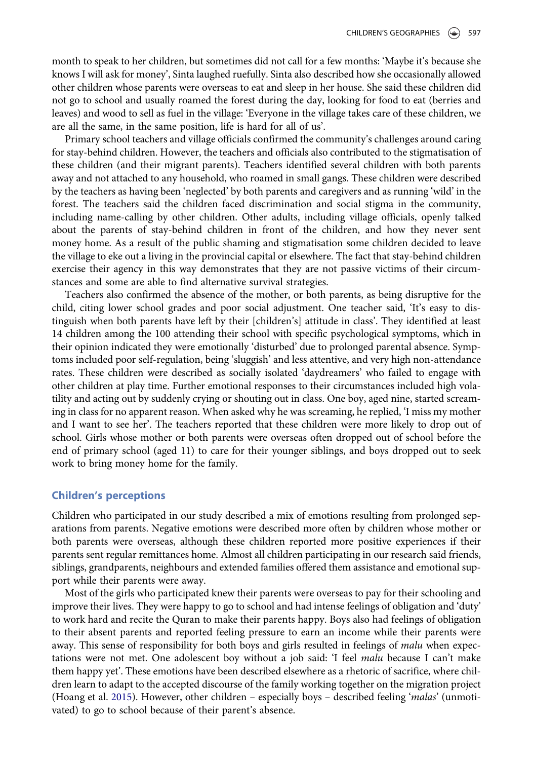month to speak to her children, but sometimes did not call for a few months: 'Maybe it's because she knows I will ask for money', Sinta laughed ruefully. Sinta also described how she occasionally allowed other children whose parents were overseas to eat and sleep in her house. She said these children did not go to school and usually roamed the forest during the day, looking for food to eat (berries and leaves) and wood to sell as fuel in the village: 'Everyone in the village takes care of these children, we are all the same, in the same position, life is hard for all of us'.

Primary school teachers and village officials confirmed the community's challenges around caring for stay-behind children. However, the teachers and officials also contributed to the stigmatisation of these children (and their migrant parents). Teachers identified several children with both parents away and not attached to any household, who roamed in small gangs. These children were described by the teachers as having been 'neglected' by both parents and caregivers and as running 'wild' in the forest. The teachers said the children faced discrimination and social stigma in the community, including name-calling by other children. Other adults, including village officials, openly talked about the parents of stay-behind children in front of the children, and how they never sent money home. As a result of the public shaming and stigmatisation some children decided to leave the village to eke out a living in the provincial capital or elsewhere. The fact that stay-behind children exercise their agency in this way demonstrates that they are not passive victims of their circumstances and some are able to find alternative survival strategies.

Teachers also confirmed the absence of the mother, or both parents, as being disruptive for the child, citing lower school grades and poor social adjustment. One teacher said, 'It's easy to distinguish when both parents have left by their [children's] attitude in class'. They identified at least 14 children among the 100 attending their school with specific psychological symptoms, which in their opinion indicated they were emotionally 'disturbed' due to prolonged parental absence. Symptoms included poor self-regulation, being 'sluggish' and less attentive, and very high non-attendance rates. These children were described as socially isolated 'daydreamers' who failed to engage with other children at play time. Further emotional responses to their circumstances included high volatility and acting out by suddenly crying or shouting out in class. One boy, aged nine, started screaming in class for no apparent reason. When asked why he was screaming, he replied, 'I miss my mother and I want to see her'. The teachers reported that these children were more likely to drop out of school. Girls whose mother or both parents were overseas often dropped out of school before the end of primary school (aged 11) to care for their younger siblings, and boys dropped out to seek work to bring money home for the family.

## Children's perceptions

Children who participated in our study described a mix of emotions resulting from prolonged separations from parents. Negative emotions were described more often by children whose mother or both parents were overseas, although these children reported more positive experiences if their parents sent regular remittances home. Almost all children participating in our research said friends, siblings, grandparents, neighbours and extended families offered them assistance and emotional support while their parents were away.

Most of the girls who participated knew their parents were overseas to pay for their schooling and improve their lives. They were happy to go to school and had intense feelings of obligation and 'duty' to work hard and recite the Quran to make their parents happy. Boys also had feelings of obligation to their absent parents and reported feeling pressure to earn an income while their parents were away. This sense of responsibility for both boys and girls resulted in feelings of *malu* when expectations were not met. One adolescent boy without a job said: 'I feel *malu* because I can't make them happy yet'. These emotions have been described elsewhere as a rhetoric of sacrifice, where children learn to adapt to the accepted discourse of the family working together on the migration project (Hoang et al. 2015). However, other children – especially boys – described feeling '*malas*' (unmotivated) to go to school because of their parent's absence.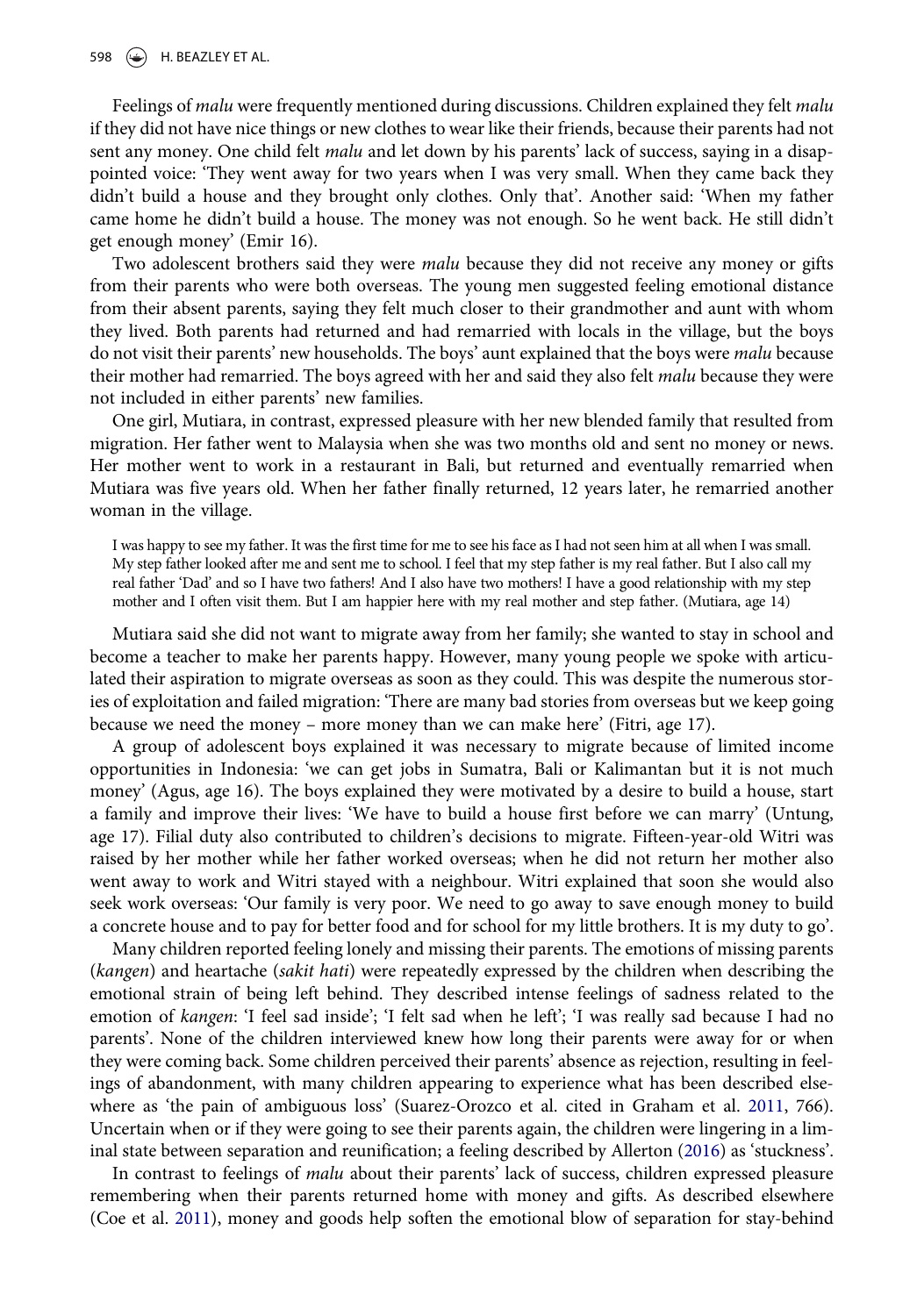Feelings of *malu* were frequently mentioned during discussions. Children explained they felt *malu* if they did not have nice things or new clothes to wear like their friends, because their parents had not sent any money. One child felt *malu* and let down by his parents' lack of success, saying in a disappointed voice: 'They went away for two years when I was very small. When they came back they didn't build a house and they brought only clothes. Only that'. Another said: 'When my father came home he didn't build a house. The money was not enough. So he went back. He still didn't get enough money' (Emir 16).

Two adolescent brothers said they were *malu* because they did not receive any money or gifts from their parents who were both overseas. The young men suggested feeling emotional distance from their absent parents, saying they felt much closer to their grandmother and aunt with whom they lived. Both parents had returned and had remarried with locals in the village, but the boys do not visit their parents' new households. The boys' aunt explained that the boys were *malu* because their mother had remarried. The boys agreed with her and said they also felt *malu* because they were not included in either parents' new families.

One girl, Mutiara, in contrast, expressed pleasure with her new blended family that resulted from migration. Her father went to Malaysia when she was two months old and sent no money or news. Her mother went to work in a restaurant in Bali, but returned and eventually remarried when Mutiara was five years old. When her father finally returned, 12 years later, he remarried another woman in the village.

> I was happy to see my father. It was the first time for me to see his face as I had not seen him at all when I was small. My step father looked after me and sent me to school. I feel that my step father is my real father. But I also call my real father 'Dad' and so I have two fathers! And I also have two mothers! I have a good relationship with my step mother and I often visit them. But I am happier here with my real mother and step father. (Mutiara, age 14)

Mutiara said she did not want to migrate away from her family; she wanted to stay in school and become a teacher to make her parents happy. However, many young people we spoke with articulated their aspiration to migrate overseas as soon as they could. This was despite the numerous stories of exploitation and failed migration: 'There are many bad stories from overseas but we keep going because we need the money – more money than we can make here' (Fitri, age 17).

A group of adolescent boys explained it was necessary to migrate because of limited income opportunities in Indonesia: 'we can get jobs in Sumatra, Bali or Kalimantan but it is not much money' (Agus, age 16). The boys explained they were motivated by a desire to build a house, start a family and improve their lives: 'We have to build a house first before we can marry' (Untung, age 17). Filial duty also contributed to children's decisions to migrate. Fifteen-year-old Witri was raised by her mother while her father worked overseas; when he did not return her mother also went away to work and Witri stayed with a neighbour. Witri explained that soon she would also seek work overseas: 'Our family is very poor. We need to go away to save enough money to build a concrete house and to pay for better food and for school for my little brothers. It is my duty to go'.

Many children reported feeling lonely and missing their parents. The emotions of missing parents (*kangen*) and heartache (*sakit hati*) were repeatedly expressed by the children when describing the emotional strain of being left behind. They described intense feelings of sadness related to the emotion of *kangen*: 'I feel sad inside'; 'I felt sad when he left'; 'I was really sad because I had no parents'. None of the children interviewed knew how long their parents were away for or when they were coming back. Some children perceived their parents' absence as rejection, resulting in feelings of abandonment, with many children appearing to experience what has been described elsewhere as 'the pain of ambiguous loss' (Suarez-Orozco et al. cited in Graham et al. 2011, 766). Uncertain when or if they were going to see their parents again, the children were lingering in a liminal state between separation and reunification; a feeling described by Allerton (2016) as 'stuckness'.

In contrast to feelings of *malu* about their parents' lack of success, children expressed pleasure remembering when their parents returned home with money and gifts. As described elsewhere (Coe et al. 2011), money and goods help soften the emotional blow of separation for stay-behind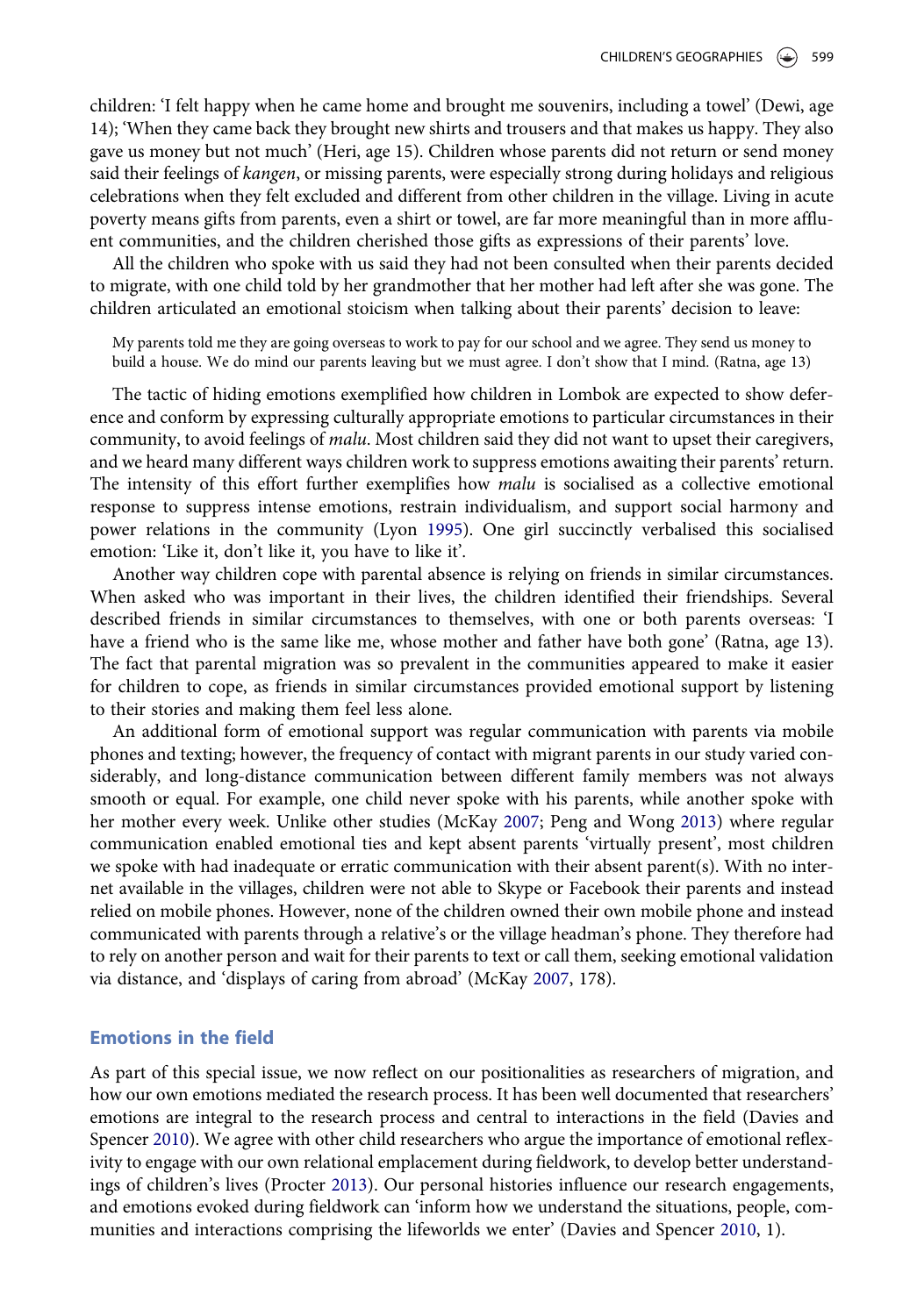children: 'I felt happy when he came home and brought me souvenirs, including a towel' (Dewi, age 14); 'When they came back they brought new shirts and trousers and that makes us happy. They also gave us money but not much' (Heri, age 15). Children whose parents did not return or send money said their feelings of *kangen*, or missing parents, were especially strong during holidays and religious celebrations when they felt excluded and different from other children in the village. Living in acute poverty means gifts from parents, even a shirt or towel, are far more meaningful than in more affluent communities, and the children cherished those gifts as expressions of their parents' love.

All the children who spoke with us said they had not been consulted when their parents decided to migrate, with one child told by her grandmother that her mother had left after she was gone. The children articulated an emotional stoicism when talking about their parents' decision to leave:

> My parents told me they are going overseas to work to pay for our school and we agree. They send us money to build a house. We do mind our parents leaving but we must agree. I don't show that I mind. (Ratna, age 13)

The tactic of hiding emotions exemplified how children in Lombok are expected to show deference and conform by expressing culturally appropriate emotions to particular circumstances in their community, to avoid feelings of *malu*. Most children said they did not want to upset their caregivers, and we heard many different ways children work to suppress emotions awaiting their parents' return. The intensity of this effort further exemplifies how *malu* is socialised as a collective emotional response to suppress intense emotions, restrain individualism, and support social harmony and power relations in the community (Lyon 1995). One girl succinctly verbalised this socialised emotion: 'Like it, don't like it, you have to like it'.

Another way children cope with parental absence is relying on friends in similar circumstances. When asked who was important in their lives, the children identified their friendships. Several described friends in similar circumstances to themselves, with one or both parents overseas: 'I have a friend who is the same like me, whose mother and father have both gone' (Ratna, age 13). The fact that parental migration was so prevalent in the communities appeared to make it easier for children to cope, as friends in similar circumstances provided emotional support by listening to their stories and making them feel less alone.

An additional form of emotional support was regular communication with parents via mobile phones and texting; however, the frequency of contact with migrant parents in our study varied considerably, and long-distance communication between different family members was not always smooth or equal. For example, one child never spoke with his parents, while another spoke with her mother every week. Unlike other studies (McKay 2007; Peng and Wong 2013) where regular communication enabled emotional ties and kept absent parents 'virtually present', most children we spoke with had inadequate or erratic communication with their absent parent(s). With no internet available in the villages, children were not able to Skype or Facebook their parents and instead relied on mobile phones. However, none of the children owned their own mobile phone and instead communicated with parents through a relative's or the village headman's phone. They therefore had to rely on another person and wait for their parents to text or call them, seeking emotional validation via distance, and 'displays of caring from abroad' (McKay 2007, 178).

## Emotions in the field

As part of this special issue, we now reflect on our positionalities as researchers of migration, and how our own emotions mediated the research process. It has been well documented that researchers' emotions are integral to the research process and central to interactions in the field (Davies and Spencer 2010). We agree with other child researchers who argue the importance of emotional reflexivity to engage with our own relational emplacement during fieldwork, to develop better understandings of children's lives (Procter 2013). Our personal histories influence our research engagements, and emotions evoked during fieldwork can 'inform how we understand the situations, people, communities and interactions comprising the lifeworlds we enter' (Davies and Spencer 2010, 1).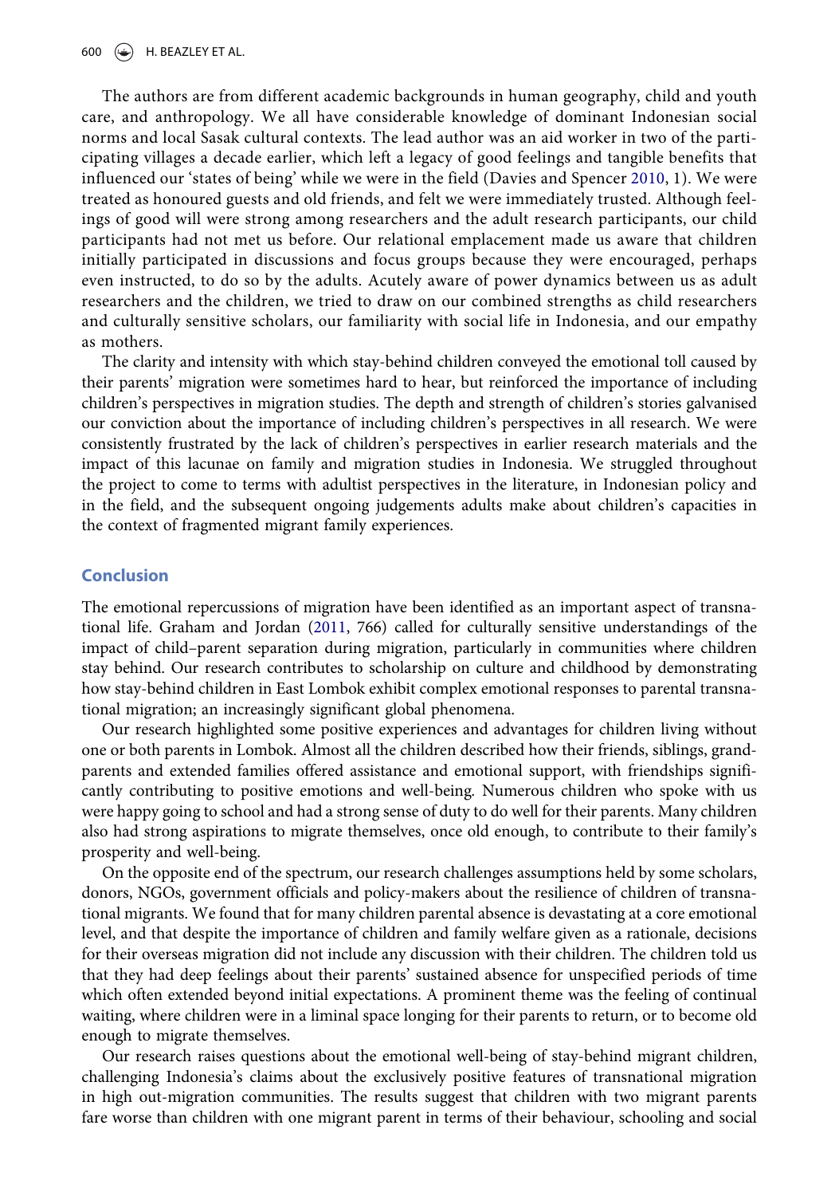The authors are from different academic backgrounds in human geography, child and youth care, and anthropology. We all have considerable knowledge of dominant Indonesian social norms and local Sasak cultural contexts. The lead author was an aid worker in two of the participating villages a decade earlier, which left a legacy of good feelings and tangible benefits that influenced our 'states of being' while we were in the field (Davies and Spencer 2010, 1). We were treated as honoured guests and old friends, and felt we were immediately trusted. Although feelings of good will were strong among researchers and the adult research participants, our child participants had not met us before. Our relational emplacement made us aware that children initially participated in discussions and focus groups because they were encouraged, perhaps even instructed, to do so by the adults. Acutely aware of power dynamics between us as adult researchers and the children, we tried to draw on our combined strengths as child researchers and culturally sensitive scholars, our familiarity with social life in Indonesia, and our empathy as mothers.

The clarity and intensity with which stay-behind children conveyed the emotional toll caused by their parents' migration were sometimes hard to hear, but reinforced the importance of including children's perspectives in migration studies. The depth and strength of children's stories galvanised our conviction about the importance of including children's perspectives in all research. We were consistently frustrated by the lack of children's perspectives in earlier research materials and the impact of this lacunae on family and migration studies in Indonesia. We struggled throughout the project to come to terms with adultist perspectives in the literature, in Indonesian policy and in the field, and the subsequent ongoing judgements adults make about children's capacities in the context of fragmented migrant family experiences.

## Conclusion

The emotional repercussions of migration have been identified as an important aspect of transnational life. Graham and Jordan (2011, 766) called for culturally sensitive understandings of the impact of child–parent separation during migration, particularly in communities where children stay behind. Our research contributes to scholarship on culture and childhood by demonstrating how stay-behind children in East Lombok exhibit complex emotional responses to parental transnational migration; an increasingly significant global phenomena.

Our research highlighted some positive experiences and advantages for children living without one or both parents in Lombok. Almost all the children described how their friends, siblings, grandparents and extended families offered assistance and emotional support, with friendships significantly contributing to positive emotions and well-being. Numerous children who spoke with us were happy going to school and had a strong sense of duty to do well for their parents. Many children also had strong aspirations to migrate themselves, once old enough, to contribute to their family's prosperity and well-being.

On the opposite end of the spectrum, our research challenges assumptions held by some scholars, donors, NGOs, government officials and policy-makers about the resilience of children of transnational migrants. We found that for many children parental absence is devastating at a core emotional level, and that despite the importance of children and family welfare given as a rationale, decisions for their overseas migration did not include any discussion with their children. The children told us that they had deep feelings about their parents' sustained absence for unspecified periods of time which often extended beyond initial expectations. A prominent theme was the feeling of continual waiting, where children were in a liminal space longing for their parents to return, or to become old enough to migrate themselves.

Our research raises questions about the emotional well-being of stay-behind migrant children, challenging Indonesia's claims about the exclusively positive features of transnational migration in high out-migration communities. The results suggest that children with two migrant parents fare worse than children with one migrant parent in terms of their behaviour, schooling and social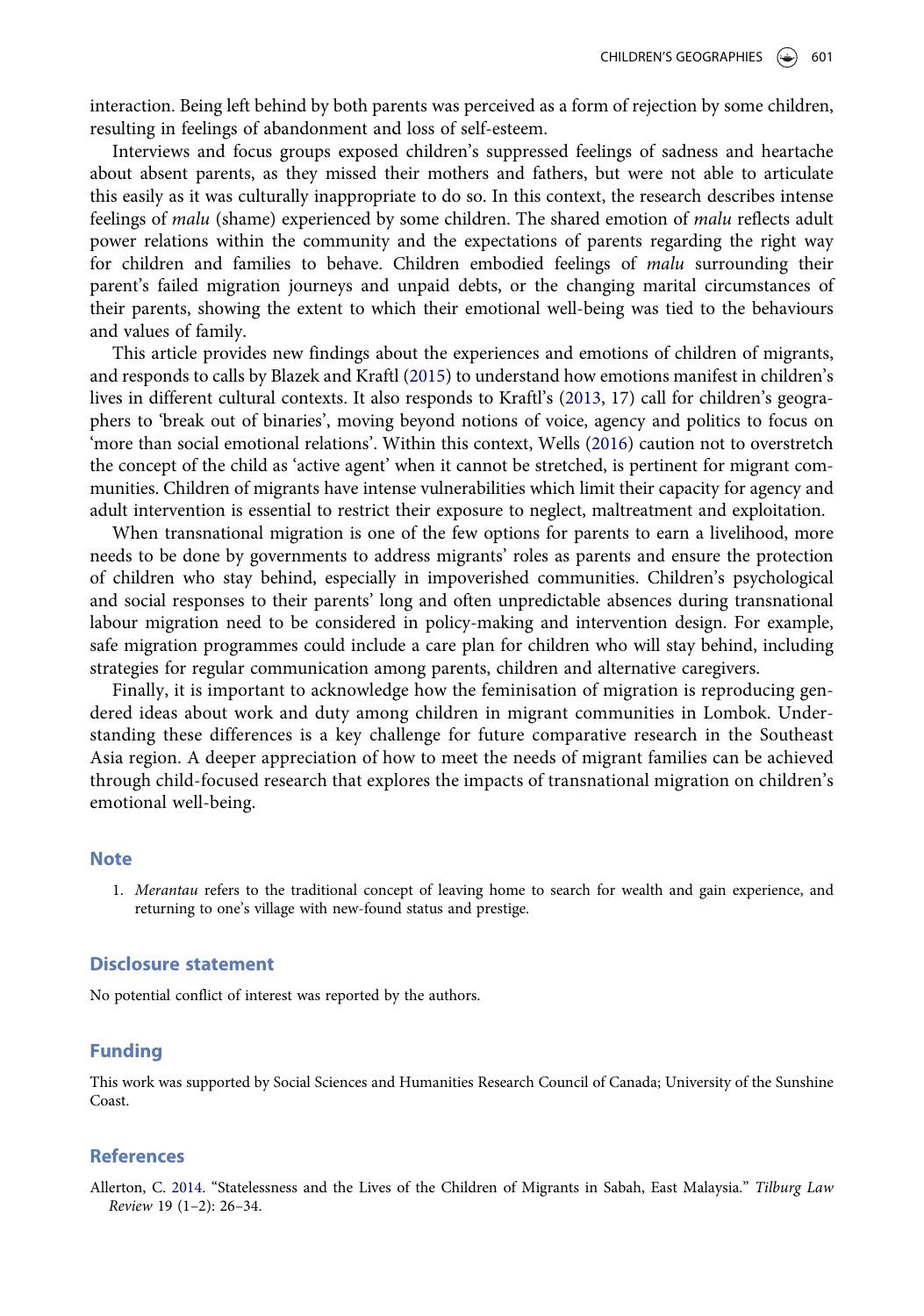interaction. Being left behind by both parents was perceived as a form of rejection by some children, resulting in feelings of abandonment and loss of self-esteem.

Interviews and focus groups exposed children's suppressed feelings of sadness and heartache about absent parents, as they missed their mothers and fathers, but were not able to articulate this easily as it was culturally inappropriate to do so. In this context, the research describes intense feelings of *malu* (shame) experienced by some children. The shared emotion of *malu* reflects adult power relations within the community and the expectations of parents regarding the right way for children and families to behave. Children embodied feelings of *malu* surrounding their parent's failed migration journeys and unpaid debts, or the changing marital circumstances of their parents, showing the extent to which their emotional well-being was tied to the behaviours and values of family.

This article provides new findings about the experiences and emotions of children of migrants, and responds to calls by Blazek and Kraftl (2015) to understand how emotions manifest in children's lives in different cultural contexts. It also responds to Kraftl's (2013, 17) call for children's geographers to 'break out of binaries', moving beyond notions of voice, agency and politics to focus on 'more than social emotional relations'. Within this context, Wells (2016) caution not to overstretch the concept of the child as 'active agent' when it cannot be stretched, is pertinent for migrant communities. Children of migrants have intense vulnerabilities which limit their capacity for agency and adult intervention is essential to restrict their exposure to neglect, maltreatment and exploitation.

When transnational migration is one of the few options for parents to earn a livelihood, more needs to be done by governments to address migrants' roles as parents and ensure the protection of children who stay behind, especially in impoverished communities. Children's psychological and social responses to their parents' long and often unpredictable absences during transnational labour migration need to be considered in policy-making and intervention design. For example, safe migration programmes could include a care plan for children who will stay behind, including strategies for regular communication among parents, children and alternative caregivers.

Finally, it is important to acknowledge how the feminisation of migration is reproducing gendered ideas about work and duty among children in migrant communities in Lombok. Understanding these differences is a key challenge for future comparative research in the Southeast Asia region. A deeper appreciation of how to meet the needs of migrant families can be achieved through child-focused research that explores the impacts of transnational migration on children's emotional well-being.

## Note

1. *Merantau* refers to the traditional concept of leaving home to search for wealth and gain experience, and returning to one's village with new-found status and prestige.

## Disclosure statement

No potential conflict of interest was reported by the authors.

## Funding

This work was supported by Social Sciences and Humanities Research Council of Canada; University of the Sunshine Coast.

## References

Allerton, C. 2014. "Statelessness and the Lives of the Children of Migrants in Sabah, East Malaysia." *Tilburg Law Review* 19 (1–2): 26–34.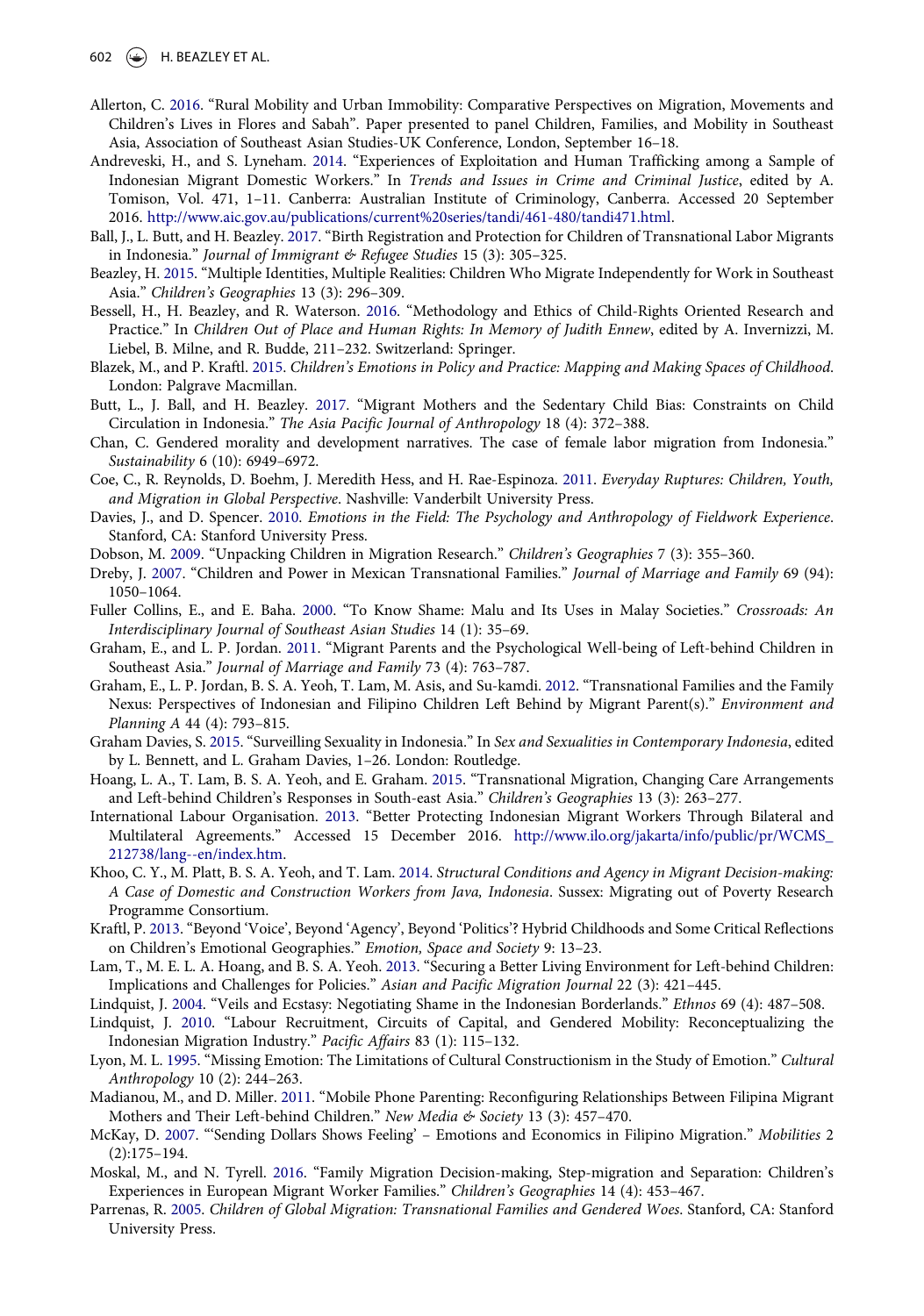Allerton, C. 2016. "Rural Mobility and Urban Immobility: Comparative Perspectives on Migration, Movements and Children's Lives in Flores and Sabah". Paper presented to panel Children, Families, and Mobility in Southeast Asia, Association of Southeast Asian Studies-UK Conference, London, September 16–18.

Andreveski, H., and S. Lyneham. 2014. "Experiences of Exploitation and Human Trafficking among a Sample of Indonesian Migrant Domestic Workers." In *Trends and Issues in Crime and Criminal Justice*, edited by A. Tomison, Vol. 471, 1–11. Canberra: Australian Institute of Criminology, Canberra. Accessed 20 September 2016. http://www.aic.gov.au/publications/current%20series/tandi/461-480/tandi471.html.

Ball, J., L. Butt, and H. Beazley. 2017. "Birth Registration and Protection for Children of Transnational Labor Migrants in Indonesia." *Journal of Immigrant & Refugee Studies* 15 (3): 305–325.

Beazley, H. 2015. "Multiple Identities, Multiple Realities: Children Who Migrate Independently for Work in Southeast Asia." *Children's Geographies* 13 (3): 296–309.

Bessell, H., H. Beazley, and R. Waterson. 2016. "Methodology and Ethics of Child-Rights Oriented Research and Practice." In *Children Out of Place and Human Rights: In Memory of Judith Ennew*, edited by A. Invernizzi, M. Liebel, B. Milne, and R. Budde, 211–232. Switzerland: Springer.

Blazek, M., and P. Kraftl. 2015. *Children's Emotions in Policy and Practice: Mapping and Making Spaces of Childhood.* London: Palgrave Macmillan.

Butt, L., J. Ball, and H. Beazley. 2017. "Migrant Mothers and the Sedentary Child Bias: Constraints on Child Circulation in Indonesia." *The Asia Pacific Journal of Anthropology* 18 (4): 372–388.

Chan, C. Gendered morality and development narratives. The case of female labor migration from Indonesia." *Sustainability* 6 (10): 6949–6972.

Coe, C., R. Reynolds, D. Boehm, J. Meredith Hess, and H. Rae-Espinoza. 2011. *Everyday Ruptures: Children, Youth, and Migration in Global Perspective*. Nashville: Vanderbilt University Press.

Davies, J., and D. Spencer. 2010. *Emotions in the Field: The Psychology and Anthropology of Fieldwork Experience*. Stanford, CA: Stanford University Press.

Dobson, M. 2009. "Unpacking Children in Migration Research." *Children's Geographies* 7 (3): 355–360.

Dreby, J. 2007. "Children and Power in Mexican Transnational Families." *Journal of Marriage and Family* 69 (94): 1050–1064.

Fuller Collins, E., and E. Baha. 2000. "To Know Shame: Malu and Its Uses in Malay Societies." *Crossroads: An Interdisciplinary Journal of Southeast Asian Studies* 14 (1): 35–69.

Graham, E., and L. P. Jordan. 2011. "Migrant Parents and the Psychological Well-being of Left-behind Children in Southeast Asia." *Journal of Marriage and Family* 73 (4): 763–787.

Graham, E., L. P. Jordan, B. S. A. Yeoh, T. Lam, M. Asis, and Su-kamdi. 2012. "Transnational Families and the Family Nexus: Perspectives of Indonesian and Filipino Children Left Behind by Migrant Parent(s)." *Environment and Planning A* 44 (4): 793–815.

Graham Davies, S. 2015. "Surveilling Sexuality in Indonesia." In *Sex and Sexualities in Contemporary Indonesia*, edited by L. Bennett, and L. Graham Davies, 1–26. London: Routledge.

Hoang, L. A., T. Lam, B. S. A. Yeoh, and E. Graham. 2015. "Transnational Migration, Changing Care Arrangements and Left-behind Children's Responses in South-east Asia." *Children's Geographies* 13 (3): 263–277.

International Labour Organisation. 2013. "Better Protecting Indonesian Migrant Workers Through Bilateral and Multilateral Agreements." Accessed 15 December 2016. http://www.ilo.org/jakarta/info/public/pr/WCMS_212738/lang--en/index.htm.

Khoo, C. Y., M. Platt, B. S. A. Yeoh, and T. Lam. 2014. *Structural Conditions and Agency in Migrant Decision-making: A Case of Domestic and Construction Workers from Java, Indonesia*. Sussex: Migrating out of Poverty Research Programme Consortium.

Kraftl, P. 2013. "Beyond 'Voice', Beyond 'Agency', Beyond 'Politics'? Hybrid Childhoods and Some Critical Reflections on Children's Emotional Geographies." *Emotion, Space and Society* 9: 13–23.

Lam, T., M. E. L. A. Hoang, and B. S. A. Yeoh. 2013. "Securing a Better Living Environment for Left-behind Children: Implications and Challenges for Policies." *Asian and Pacific Migration Journal* 22 (3): 421–445.

Lindquist, J. 2004. "Veils and Ecstasy: Negotiating Shame in the Indonesian Borderlands." *Ethnos* 69 (4): 487–508.

Lindquist, J. 2010. "Labour Recruitment, Circuits of Capital, and Gendered Mobility: Reconceptualizing the Indonesian Migration Industry." *Pacific Affairs* 83 (1): 115–132.

Lyon, M. L. 1995. "Missing Emotion: The Limitations of Cultural Constructionism in the Study of Emotion." *Cultural Anthropology* 10 (2): 244–263.

Madianou, M., and D. Miller. 2011. "Mobile Phone Parenting: Reconfiguring Relationships Between Filipina Migrant Mothers and Their Left-behind Children." *New Media & Society* 13 (3): 457–470.

McKay, D. 2007. "'Sending Dollars Shows Feeling' – Emotions and Economics in Filipino Migration." *Mobilities* 2 (2):175–194.

Moskal, M., and N. Tyrell. 2016. "Family Migration Decision-making, Step-migration and Separation: Children's Experiences in European Migrant Worker Families." *Children's Geographies* 14 (4): 453–467.

Parrenas, R. 2005. *Children of Global Migration: Transnational Families and Gendered Woes*. Stanford, CA: Stanford University Press.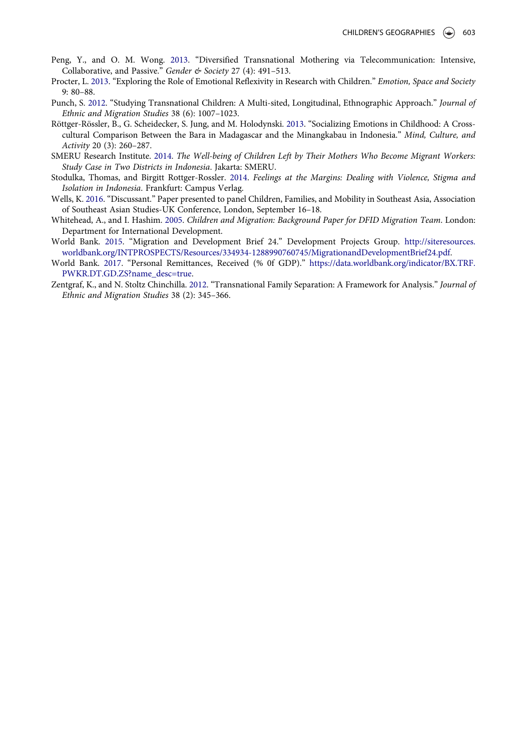Peng, Y., and O. M. Wong. 2013. "Diversified Transnational Mothering via Telecommunication: Intensive, Collaborative, and Passive." *Gender & Society* 27 (4): 491–513.

Procter, L. 2013. "Exploring the Role of Emotional Reflexivity in Research with Children." *Emotion, Space and Society* 9: 80–88.

Punch, S. 2012. "Studying Transnational Children: A Multi-sited, Longitudinal, Ethnographic Approach." *Journal of Ethnic and Migration Studies* 38 (6): 1007–1023.

Röttger-Rössler, B., G. Scheidecker, S. Jung, and M. Holodynski. 2013. "Socializing Emotions in Childhood: A Cross-cultural Comparison Between the Bara in Madagascar and the Minangkabau in Indonesia." *Mind, Culture, and Activity* 20 (3): 260–287.

SMERU Research Institute. 2014. *The Well-being of Children Left by Their Mothers Who Become Migrant Workers: Study Case in Two Districts in Indonesia*. Jakarta: SMERU.

Stodulka, Thomas, and Birgitt Rottger-Rossler. 2014. *Feelings at the Margins: Dealing with Violence, Stigma and Isolation in Indonesia*. Frankfurt: Campus Verlag.

Wells, K. 2016. "Discussant." Paper presented to panel Children, Families, and Mobility in Southeast Asia, Association of Southeast Asian Studies-UK Conference, London, September 16–18.

Whitehead, A., and I. Hashim. 2005. *Children and Migration: Background Paper for DFID Migration Team*. London: Department for International Development.

World Bank. 2015. "Migration and Development Brief 24." Development Projects Group. http://siteresources.worldbank.org/INTPROSPECTS/Resources/334934-1288990760745/MigrationandDevelopmentBrief24.pdf.

World Bank. 2017. "Personal Remittances, Received (% 0f GDP)." https://data.worldbank.org/indicator/BX.TRF.PWKR.DT.GD.ZS?name_desc=true.

Zentgraf, K., and N. Stoltz Chinchilla. 2012. "Transnational Family Separation: A Framework for Analysis." *Journal of Ethnic and Migration Studies* 38 (2): 345–366.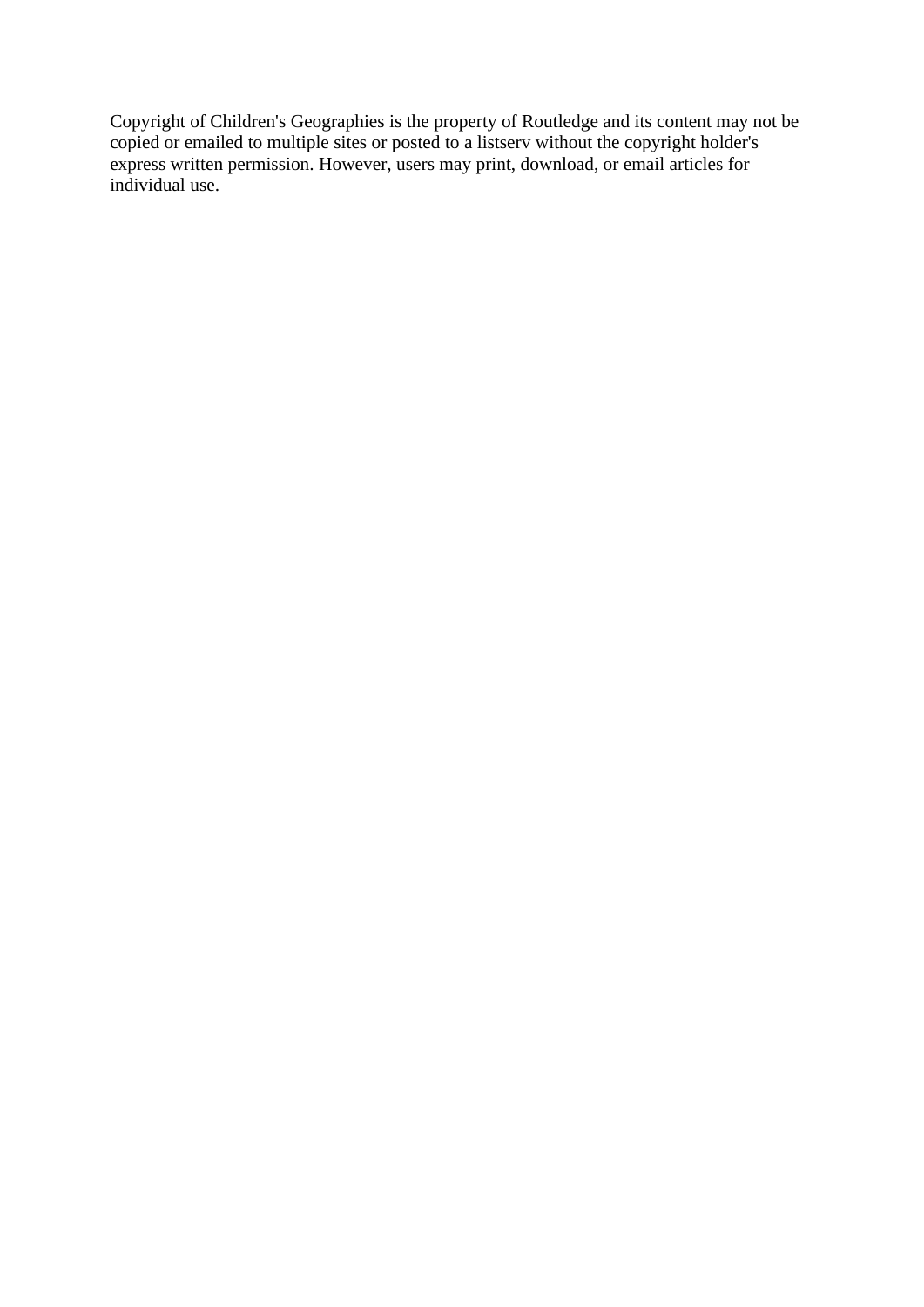Copyright of Children's Geographies is the property of Routledge and its content may not be copied or emailed to multiple sites or posted to a listserv without the copyright holder's express written permission. However, users may print, download, or email articles for individual use.